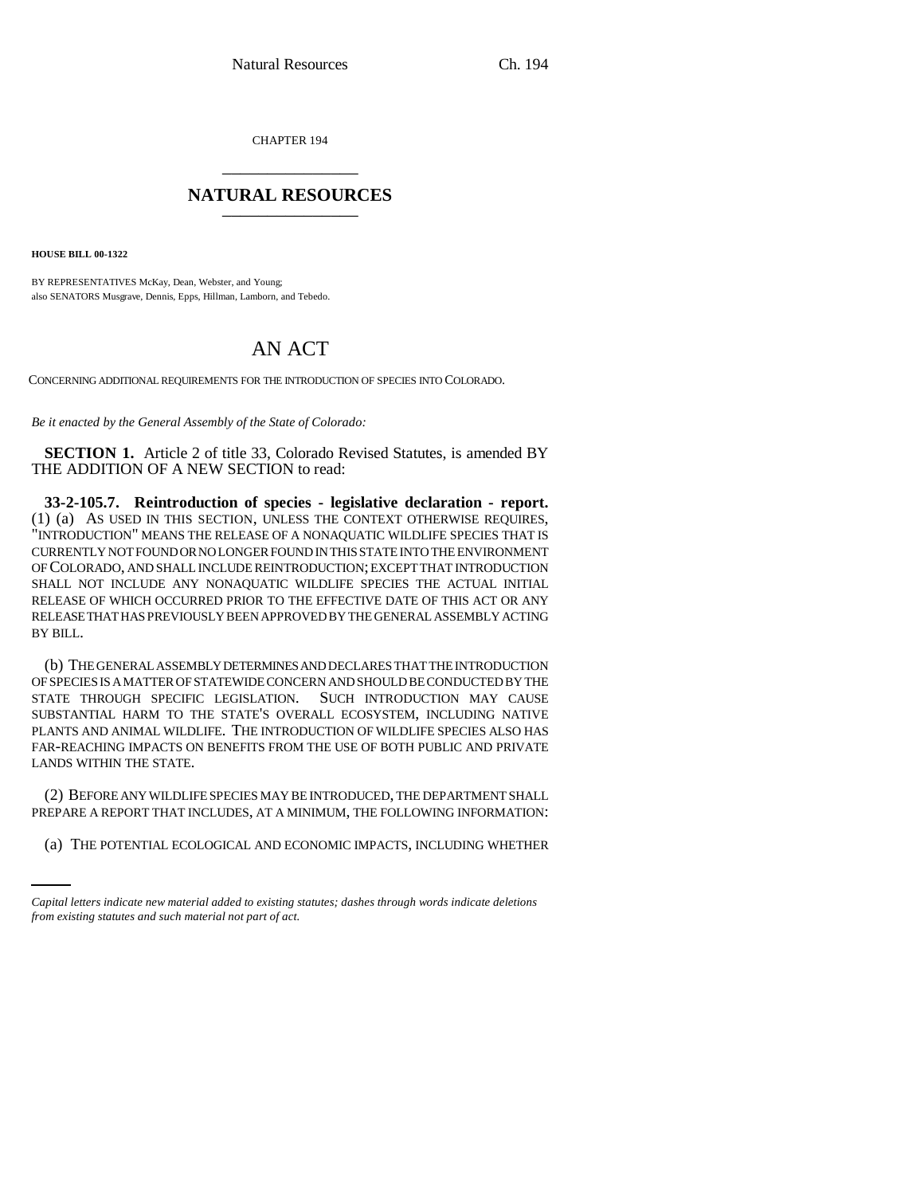CHAPTER 194

# NATURAL RESOURCES

**HOUSE BILL 00-1322**

BY REPRESENTATIVES McKay, Dean, Webster, and Young;
also SENATORS Musgrave, Dennis, Epps, Hillman, Lamborn, and Tebedo.

# AN ACT

CONCERNING ADDITIONAL REQUIREMENTS FOR THE INTRODUCTION OF SPECIES INTO COLORADO.

*Be it enacted by the General Assembly of the State of Colorado:*

**SECTION 1.** Article 2 of title 33, Colorado Revised Statutes, is amended BY THE ADDITION OF A NEW SECTION to read:

**33-2-105.7. Reintroduction of species - legislative declaration - report.** (1) (a) AS USED IN THIS SECTION, UNLESS THE CONTEXT OTHERWISE REQUIRES, "INTRODUCTION" MEANS THE RELEASE OF A NONAQUATIC WILDLIFE SPECIES THAT IS CURRENTLY NOT FOUND OR NO LONGER FOUND IN THIS STATE INTO THE ENVIRONMENT OF COLORADO, AND SHALL INCLUDE REINTRODUCTION; EXCEPT THAT INTRODUCTION SHALL NOT INCLUDE ANY NONAQUATIC WILDLIFE SPECIES THE ACTUAL INITIAL RELEASE OF WHICH OCCURRED PRIOR TO THE EFFECTIVE DATE OF THIS ACT OR ANY RELEASE THAT HAS PREVIOUSLY BEEN APPROVED BY THE GENERAL ASSEMBLY ACTING BY BILL.

(b) THE GENERAL ASSEMBLY DETERMINES AND DECLARES THAT THE INTRODUCTION OF SPECIES IS A MATTER OF STATEWIDE CONCERN AND SHOULD BE CONDUCTED BY THE STATE THROUGH SPECIFIC LEGISLATION. SUCH INTRODUCTION MAY CAUSE SUBSTANTIAL HARM TO THE STATE'S OVERALL ECOSYSTEM, INCLUDING NATIVE PLANTS AND ANIMAL WILDLIFE. THE INTRODUCTION OF WILDLIFE SPECIES ALSO HAS FAR-REACHING IMPACTS ON BENEFITS FROM THE USE OF BOTH PUBLIC AND PRIVATE LANDS WITHIN THE STATE.

(2) BEFORE ANY WILDLIFE SPECIES MAY BE INTRODUCED, THE DEPARTMENT SHALL PREPARE A REPORT THAT INCLUDES, AT A MINIMUM, THE FOLLOWING INFORMATION:

(a) THE POTENTIAL ECOLOGICAL AND ECONOMIC IMPACTS, INCLUDING WHETHER

*Capital letters indicate new material added to existing statutes; dashes through words indicate deletions from existing statutes and such material not part of act.*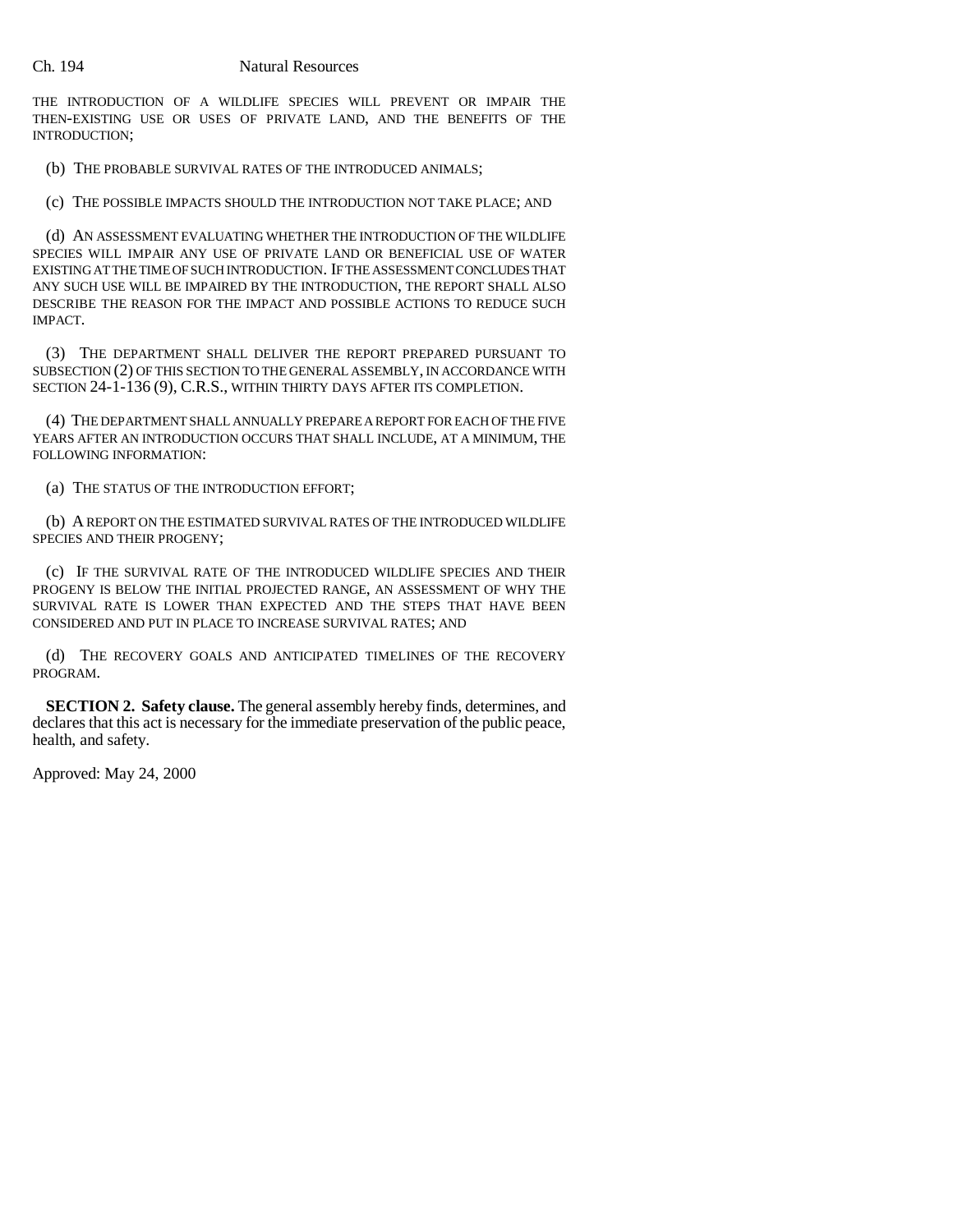THE INTRODUCTION OF A WILDLIFE SPECIES WILL PREVENT OR IMPAIR THE THEN-EXISTING USE OR USES OF PRIVATE LAND, AND THE BENEFITS OF THE INTRODUCTION;

(b) THE PROBABLE SURVIVAL RATES OF THE INTRODUCED ANIMALS;

(c) THE POSSIBLE IMPACTS SHOULD THE INTRODUCTION NOT TAKE PLACE; AND

(d) AN ASSESSMENT EVALUATING WHETHER THE INTRODUCTION OF THE WILDLIFE SPECIES WILL IMPAIR ANY USE OF PRIVATE LAND OR BENEFICIAL USE OF WATER EXISTING AT THE TIME OF SUCH INTRODUCTION. IF THE ASSESSMENT CONCLUDES THAT ANY SUCH USE WILL BE IMPAIRED BY THE INTRODUCTION, THE REPORT SHALL ALSO DESCRIBE THE REASON FOR THE IMPACT AND POSSIBLE ACTIONS TO REDUCE SUCH IMPACT.

(3) THE DEPARTMENT SHALL DELIVER THE REPORT PREPARED PURSUANT TO SUBSECTION (2) OF THIS SECTION TO THE GENERAL ASSEMBLY, IN ACCORDANCE WITH SECTION 24-1-136 (9), C.R.S., WITHIN THIRTY DAYS AFTER ITS COMPLETION.

(4) THE DEPARTMENT SHALL ANNUALLY PREPARE A REPORT FOR EACH OF THE FIVE YEARS AFTER AN INTRODUCTION OCCURS THAT SHALL INCLUDE, AT A MINIMUM, THE FOLLOWING INFORMATION:

(a) THE STATUS OF THE INTRODUCTION EFFORT;

(b) A REPORT ON THE ESTIMATED SURVIVAL RATES OF THE INTRODUCED WILDLIFE SPECIES AND THEIR PROGENY;

(c) IF THE SURVIVAL RATE OF THE INTRODUCED WILDLIFE SPECIES AND THEIR PROGENY IS BELOW THE INITIAL PROJECTED RANGE, AN ASSESSMENT OF WHY THE SURVIVAL RATE IS LOWER THAN EXPECTED AND THE STEPS THAT HAVE BEEN CONSIDERED AND PUT IN PLACE TO INCREASE SURVIVAL RATES; AND

(d) THE RECOVERY GOALS AND ANTICIPATED TIMELINES OF THE RECOVERY PROGRAM.

**SECTION 2. Safety clause.** The general assembly hereby finds, determines, and declares that this act is necessary for the immediate preservation of the public peace, health, and safety.

Approved: May 24, 2000